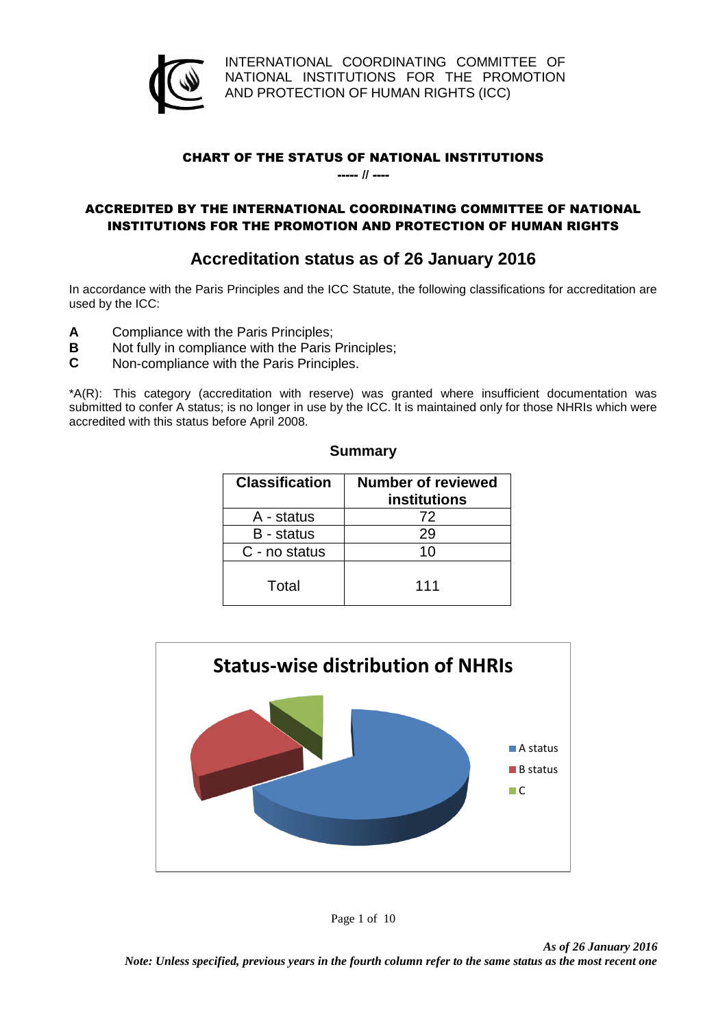INTERNATIONAL COORDINATING COMMITTEE OF NATIONAL INSTITUTIONS FOR THE PROMOTION AND PROTECTION OF HUMAN RIGHTS (ICC)

# CHART OF THE STATUS OF NATIONAL INSTITUTIONS

----- // ----

## ACCREDITED BY THE INTERNATIONAL COORDINATING COMMITTEE OF NATIONAL INSTITUTIONS FOR THE PROMOTION AND PROTECTION OF HUMAN RIGHTS

## Accreditation status as of 26 January 2016

In accordance with the Paris Principles and the ICC Statute, the following classifications for accreditation are used by the ICC:

**A** Compliance with the Paris Principles;
**B** Not fully in compliance with the Paris Principles;
**C** Non-compliance with the Paris Principles.

*A(R): This category (accreditation with reserve) was granted where insufficient documentation was submitted to confer A status; is no longer in use by the ICC. It is maintained only for those NHRIs which were accredited with this status before April 2008.

### Summary

| Classification | Number of reviewed institutions |
|---|---|
| A - status | 72 |
| B - status | 29 |
| C - no status | 10 |
| Total | 111 |

**Status-wise distribution of NHRIs**

- A status
- B status
- C

*As of 26 January 2016*
*Note: Unless specified, previous years in the fourth column refer to the same status as the most recent one*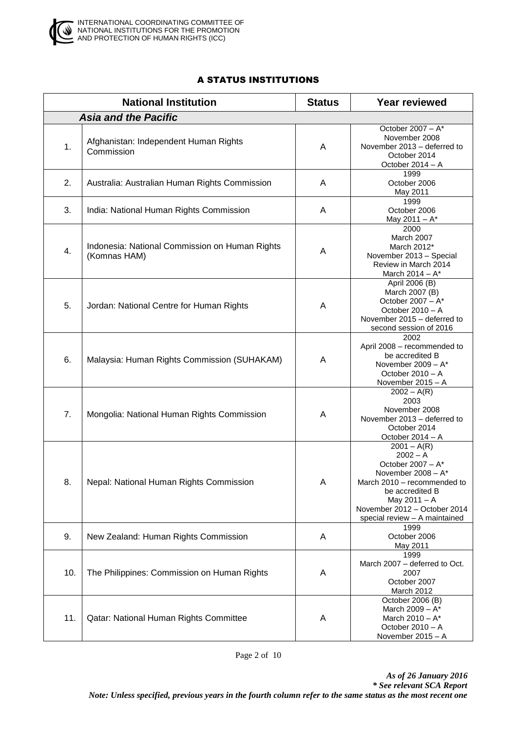## A STATUS INSTITUTIONS

| | National Institution | Status | Year reviewed |
|---|---|---|---|
| | ***Asia and the Pacific*** | | |
| 1. | Afghanistan: Independent Human Rights Commission | A | October 2007 – A* <br> November 2008 <br> November 2013 – deferred to October 2014 <br> October 2014 – A |
| 2. | Australia: Australian Human Rights Commission | A | 1999 <br> October 2006 <br> May 2011 |
| 3. | India: National Human Rights Commission | A | 1999 <br> October 2006 <br> May 2011 – A* |
| 4. | Indonesia: National Commission on Human Rights (Komnas HAM) | A | 2000 <br> March 2007 <br> March 2012* <br> November 2013 – Special Review in March 2014 <br> March 2014 – A* |
| 5. | Jordan: National Centre for Human Rights | A | April 2006 (B) <br> March 2007 (B) <br> October 2007 – A* <br> October 2010 – A <br> November 2015 – deferred to second session of 2016 |
| 6. | Malaysia: Human Rights Commission (SUHAKAM) | A | 2002 <br> April 2008 – recommended to be accredited B <br> November 2009 – A* <br> October 2010 – A <br> November 2015 – A |
| 7. | Mongolia: National Human Rights Commission | A | 2002 – A(R) <br> 2003 <br> November 2008 <br> November 2013 – deferred to October 2014 <br> October 2014 – A |
| 8. | Nepal: National Human Rights Commission | A | 2001 – A(R) <br> 2002 – A <br> October 2007 – A* <br> November 2008 – A* <br> March 2010 – recommended to be accredited B <br> May 2011 – A <br> November 2012 – October 2014 special review – A maintained |
| 9. | New Zealand: Human Rights Commission | A | 1999 <br> October 2006 <br> May 2011 |
| 10. | The Philippines: Commission on Human Rights | A | 1999 <br> March 2007 – deferred to Oct. 2007 <br> October 2007 <br> March 2012 |
| 11. | Qatar: National Human Rights Committee | A | October 2006 (B) <br> March 2009 – A* <br> March 2010 – A* <br> October 2010 – A <br> November 2015 – A |

*As of 26 January 2016*
*\* See relevant SCA Report*
*Note: Unless specified, previous years in the fourth column refer to the same status as the most recent one*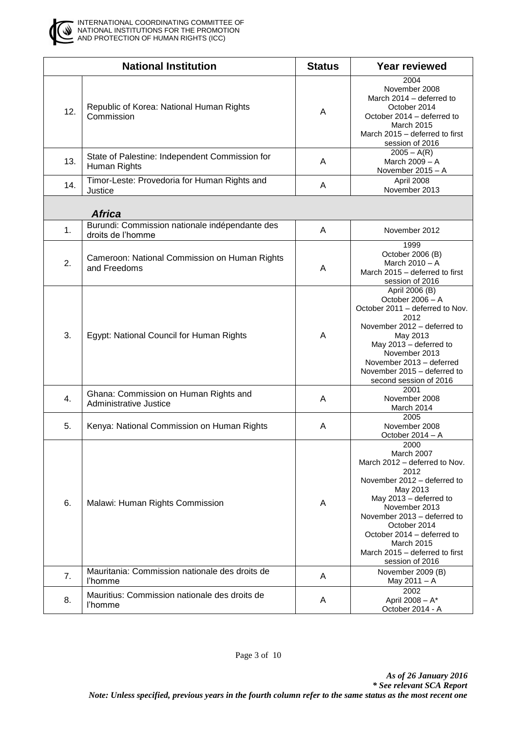| | National Institution | Status | Year reviewed |
|---|---|---|---|
| 12. | Republic of Korea: National Human Rights Commission | A | 2004<br>November 2008<br>March 2014 – deferred to October 2014<br>October 2014 – deferred to March 2015<br>March 2015 – deferred to first session of 2016 |
| 13. | State of Palestine: Independent Commission for Human Rights | A | 2005 – A(R)<br>March 2009 – A<br>November 2015 – A |
| 14. | Timor-Leste: Provedoria for Human Rights and Justice | A | April 2008<br>November 2013 |
| | ***Africa*** | | |
| 1. | Burundi: Commission nationale indépendante des droits de l'homme | A | November 2012 |
| 2. | Cameroon: National Commission on Human Rights and Freedoms | A | 1999<br>October 2006 (B)<br>March 2010 – A<br>March 2015 – deferred to first session of 2016 |
| 3. | Egypt: National Council for Human Rights | A | April 2006 (B)<br>October 2006 – A<br>October 2011 – deferred to Nov. 2012<br>November 2012 – deferred to May 2013<br>May 2013 – deferred to November 2013<br>November 2013 – deferred<br>November 2015 – deferred to second session of 2016 |
| 4. | Ghana: Commission on Human Rights and Administrative Justice | A | 2001<br>November 2008<br>March 2014 |
| 5. | Kenya: National Commission on Human Rights | A | 2005<br>November 2008<br>October 2014 – A |
| 6. | Malawi: Human Rights Commission | A | 2000<br>March 2007<br>March 2012 – deferred to Nov. 2012<br>November 2012 – deferred to May 2013<br>May 2013 – deferred to November 2013<br>November 2013 – deferred to October 2014<br>October 2014 – deferred to March 2015<br>March 2015 – deferred to first session of 2016 |
| 7. | Mauritania: Commission nationale des droits de l'homme | A | November 2009 (B)<br>May 2011 – A |
| 8. | Mauritius: Commission nationale des droits de l'homme | A | 2002<br>April 2008 – A*<br>October 2014 - A |

***As of 26 January 2016***
***\* See relevant SCA Report***
***Note: Unless specified, previous years in the fourth column refer to the same status as the most recent one***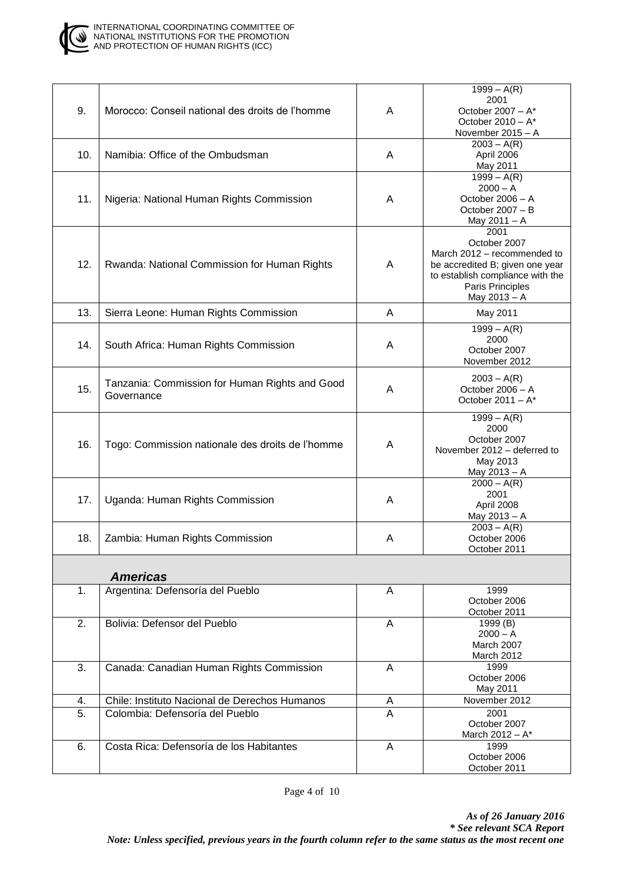| | | | |
|---|---|---|---|
| 9. | Morocco: Conseil national des droits de l'homme | A | 1999 – A(R)<br>2001<br>October 2007 – A*<br>October 2010 – A*<br>November 2015 – A |
| 10. | Namibia: Office of the Ombudsman | A | 2003 – A(R)<br>April 2006<br>May 2011 |
| 11. | Nigeria: National Human Rights Commission | A | 1999 – A(R)<br>2000 – A<br>October 2006 – A<br>October 2007 – B<br>May 2011 – A |
| 12. | Rwanda: National Commission for Human Rights | A | 2001<br>October 2007<br>March 2012 – recommended to be accredited B; given one year to establish compliance with the Paris Principles<br>May 2013 – A |
| 13. | Sierra Leone: Human Rights Commission | A | May 2011 |
| 14. | South Africa: Human Rights Commission | A | 1999 – A(R)<br>2000<br>October 2007<br>November 2012 |
| 15. | Tanzania: Commission for Human Rights and Good Governance | A | 2003 – A(R)<br>October 2006 – A<br>October 2011 – A* |
| 16. | Togo: Commission nationale des droits de l'homme | A | 1999 – A(R)<br>2000<br>October 2007<br>November 2012 – deferred to May 2013<br>May 2013 – A |
| 17. | Uganda: Human Rights Commission | A | 2000 – A(R)<br>2001<br>April 2008<br>May 2013 – A |
| 18. | Zambia: Human Rights Commission | A | 2003 – A(R)<br>October 2006<br>October 2011 |
| | ***Americas*** | | |
| 1. | Argentina: Defensoría del Pueblo | A | 1999<br>October 2006<br>October 2011 |
| 2. | Bolivia: Defensor del Pueblo | A | 1999 (B)<br>2000 – A<br>March 2007<br>March 2012 |
| 3. | Canada: Canadian Human Rights Commission | A | 1999<br>October 2006<br>May 2011 |
| 4. | Chile: Instituto Nacional de Derechos Humanos | A | November 2012 |
| 5. | Colombia: Defensoría del Pueblo | A | 2001<br>October 2007<br>March 2012 – A* |
| 6. | Costa Rica: Defensoría de los Habitantes | A | 1999<br>October 2006<br>October 2011 |

*As of 26 January 2016*
***\* See relevant SCA Report***
***Note: Unless specified, previous years in the fourth column refer to the same status as the most recent one***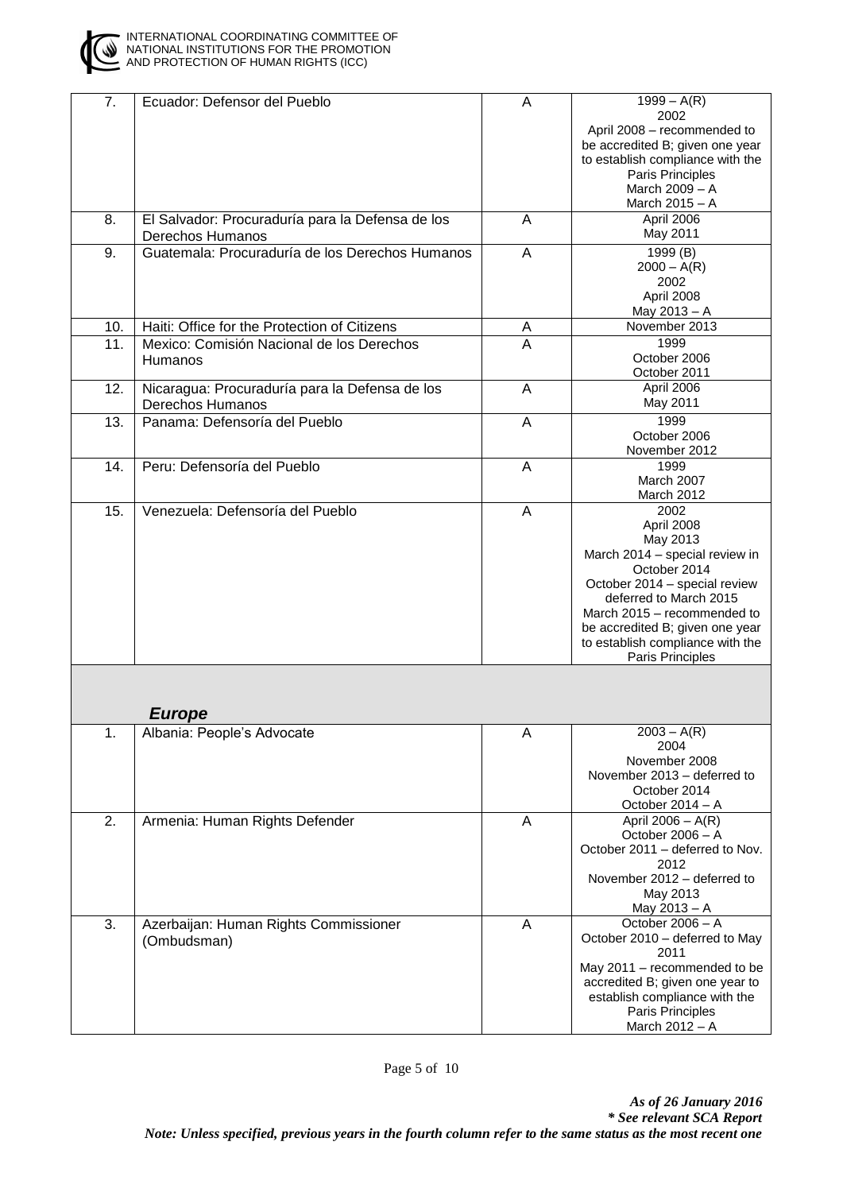| 7. | Ecuador: Defensor del Pueblo | A | 1999 – A(R)<br>2002<br>April 2008 – recommended to be accredited B; given one year to establish compliance with the Paris Principles<br>March 2009 – A<br>March 2015 – A |
|---|---|---|---|
| 8. | El Salvador: Procuraduría para la Defensa de los Derechos Humanos | A | April 2006<br>May 2011 |
| 9. | Guatemala: Procuraduría de los Derechos Humanos | A | 1999 (B)<br>2000 – A(R)<br>2002<br>April 2008<br>May 2013 – A |
| 10. | Haiti: Office for the Protection of Citizens | A | November 2013 |
| 11. | Mexico: Comisión Nacional de los Derechos Humanos | A | 1999<br>October 2006<br>October 2011 |
| 12. | Nicaragua: Procuraduría para la Defensa de los Derechos Humanos | A | April 2006<br>May 2011 |
| 13. | Panama: Defensoría del Pueblo | A | 1999<br>October 2006<br>November 2012 |
| 14. | Peru: Defensoría del Pueblo | A | 1999<br>March 2007<br>March 2012 |
| 15. | Venezuela: Defensoría del Pueblo | A | 2002<br>April 2008<br>May 2013<br>March 2014 – special review in October 2014<br>October 2014 – special review deferred to March 2015<br>March 2015 – recommended to be accredited B; given one year to establish compliance with the Paris Principles |
| | ***Europe*** | | |
| 1. | Albania: People's Advocate | A | 2003 – A(R)<br>2004<br>November 2008<br>November 2013 – deferred to October 2014<br>October 2014 – A |
| 2. | Armenia: Human Rights Defender | A | April 2006 – A(R)<br>October 2006 – A<br>October 2011 – deferred to Nov. 2012<br>November 2012 – deferred to May 2013<br>May 2013 – A |
| 3. | Azerbaijan: Human Rights Commissioner (Ombudsman) | A | October 2006 – A<br>October 2010 – deferred to May 2011<br>May 2011 – recommended to be accredited B; given one year to establish compliance with the Paris Principles<br>March 2012 – A |

***As of 26 January 2016***
***\* See relevant SCA Report***
***Note: Unless specified, previous years in the fourth column refer to the same status as the most recent one***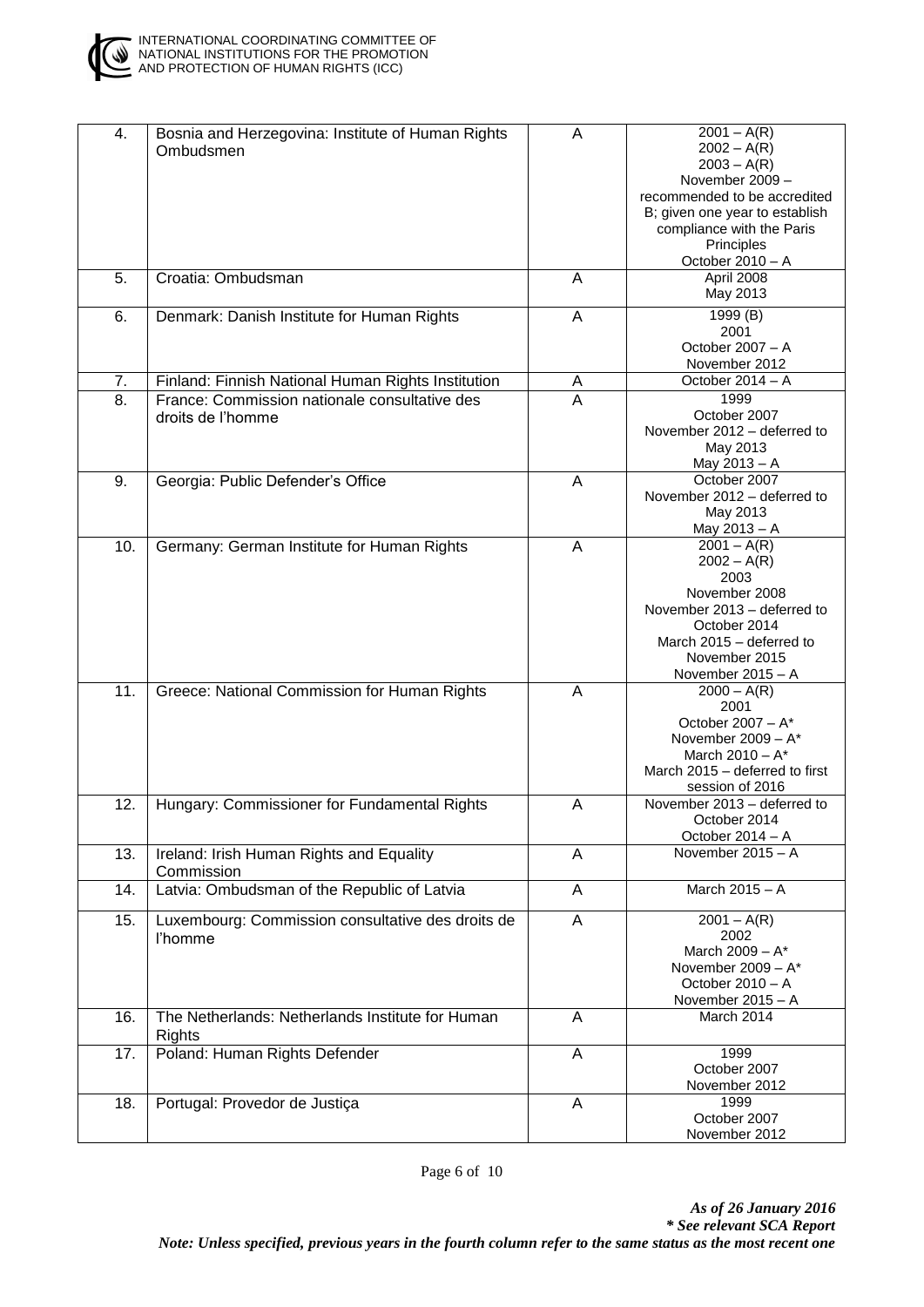| 4. | Bosnia and Herzegovina: Institute of Human Rights Ombudsmen | A | 2001 – A(R)<br>2002 – A(R)<br>2003 – A(R)<br>November 2009 – recommended to be accredited B; given one year to establish compliance with the Paris Principles<br>October 2010 – A |
|---|---|---|---|
| 5. | Croatia: Ombudsman | A | April 2008<br>May 2013 |
| 6. | Denmark: Danish Institute for Human Rights | A | 1999 (B)<br>2001<br>October 2007 – A<br>November 2012 |
| 7. | Finland: Finnish National Human Rights Institution | A | October 2014 – A |
| 8. | France: Commission nationale consultative des droits de l'homme | A | 1999<br>October 2007<br>November 2012 – deferred to May 2013<br>May 2013 – A |
| 9. | Georgia: Public Defender's Office | A | October 2007<br>November 2012 – deferred to May 2013<br>May 2013 – A |
| 10. | Germany: German Institute for Human Rights | A | 2001 – A(R)<br>2002 – A(R)<br>2003<br>November 2008<br>November 2013 – deferred to October 2014<br>March 2015 – deferred to November 2015<br>November 2015 – A |
| 11. | Greece: National Commission for Human Rights | A | 2000 – A(R)<br>2001<br>October 2007 – A*<br>November 2009 – A*<br>March 2010 – A*<br>March 2015 – deferred to first session of 2016 |
| 12. | Hungary: Commissioner for Fundamental Rights | A | November 2013 – deferred to October 2014<br>October 2014 – A |
| 13. | Ireland: Irish Human Rights and Equality Commission | A | November 2015 – A |
| 14. | Latvia: Ombudsman of the Republic of Latvia | A | March 2015 – A |
| 15. | Luxembourg: Commission consultative des droits de l'homme | A | 2001 – A(R)<br>2002<br>March 2009 – A*<br>November 2009 – A*<br>October 2010 – A<br>November 2015 – A |
| 16. | The Netherlands: Netherlands Institute for Human Rights | A | March 2014 |
| 17. | Poland: Human Rights Defender | A | 1999<br>October 2007<br>November 2012 |
| 18. | Portugal: Provedor de Justiça | A | 1999<br>October 2007<br>November 2012 |

***As of 26 January 2016***
***\* See relevant SCA Report***
***Note: Unless specified, previous years in the fourth column refer to the same status as the most recent one***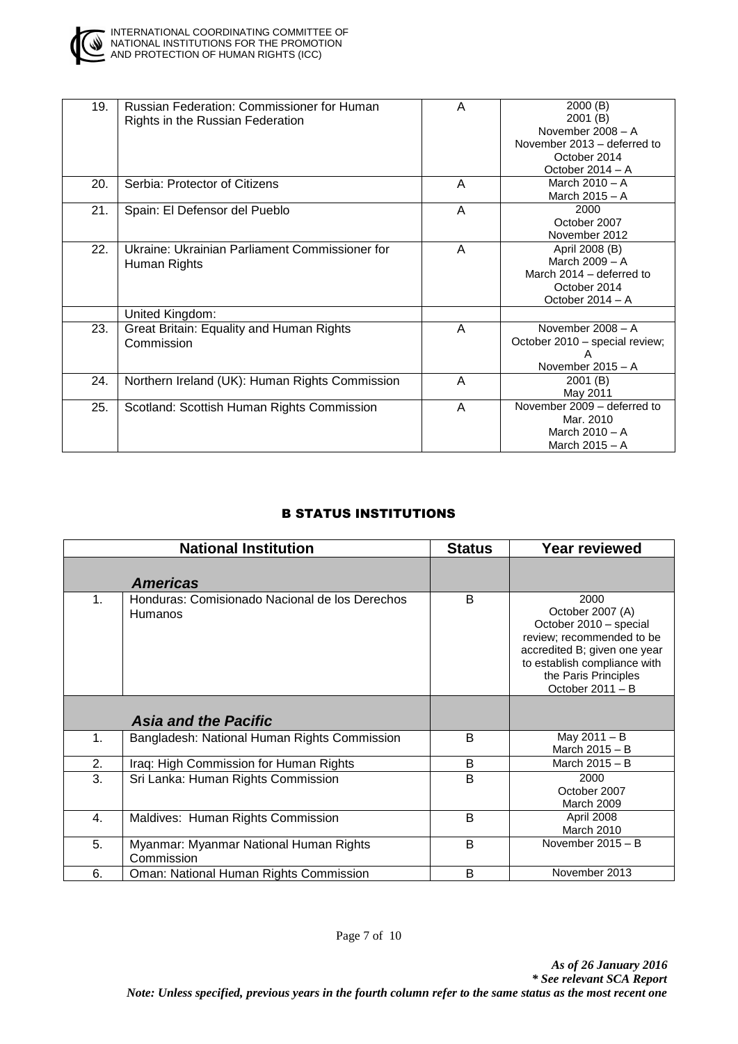| 19. | Russian Federation: Commissioner for Human Rights in the Russian Federation | A | 2000 (B)<br>2001 (B)<br>November 2008 – A<br>November 2013 – deferred to October 2014<br>October 2014 – A |
|---|---|---|---|
| 20. | Serbia: Protector of Citizens | A | March 2010 – A<br>March 2015 – A |
| 21. | Spain: El Defensor del Pueblo | A | 2000<br>October 2007<br>November 2012 |
| 22. | Ukraine: Ukrainian Parliament Commissioner for Human Rights | A | April 2008 (B)<br>March 2009 – A<br>March 2014 – deferred to October 2014<br>October 2014 – A |
| | United Kingdom: | | |
| 23. | Great Britain: Equality and Human Rights Commission | A | November 2008 – A<br>October 2010 – special review; A<br>November 2015 – A |
| 24. | Northern Ireland (UK): Human Rights Commission | A | 2001 (B)<br>May 2011 |
| 25. | Scotland: Scottish Human Rights Commission | A | November 2009 – deferred to Mar. 2010<br>March 2010 – A<br>March 2015 – A |

## B STATUS INSTITUTIONS

| National Institution | | Status | Year reviewed |
|---|---|---|---|
| ***Americas*** | | | |
| 1. | Honduras: Comisionado Nacional de los Derechos Humanos | B | 2000<br>October 2007 (A)<br>October 2010 – special review; recommended to be accredited B; given one year to establish compliance with the Paris Principles<br>October 2011 – B |
| ***Asia and the Pacific*** | | | |
| 1. | Bangladesh: National Human Rights Commission | B | May 2011 – B<br>March 2015 – B |
| 2. | Iraq: High Commission for Human Rights | B | March 2015 – B |
| 3. | Sri Lanka: Human Rights Commission | B | 2000<br>October 2007<br>March 2009 |
| 4. | Maldives: Human Rights Commission | B | April 2008<br>March 2010 |
| 5. | Myanmar: Myanmar National Human Rights Commission | B | November 2015 – B |
| 6. | Oman: National Human Rights Commission | B | November 2013 |

*As of 26 January 2016*
*\* See relevant SCA Report*
*Note: Unless specified, previous years in the fourth column refer to the same status as the most recent one*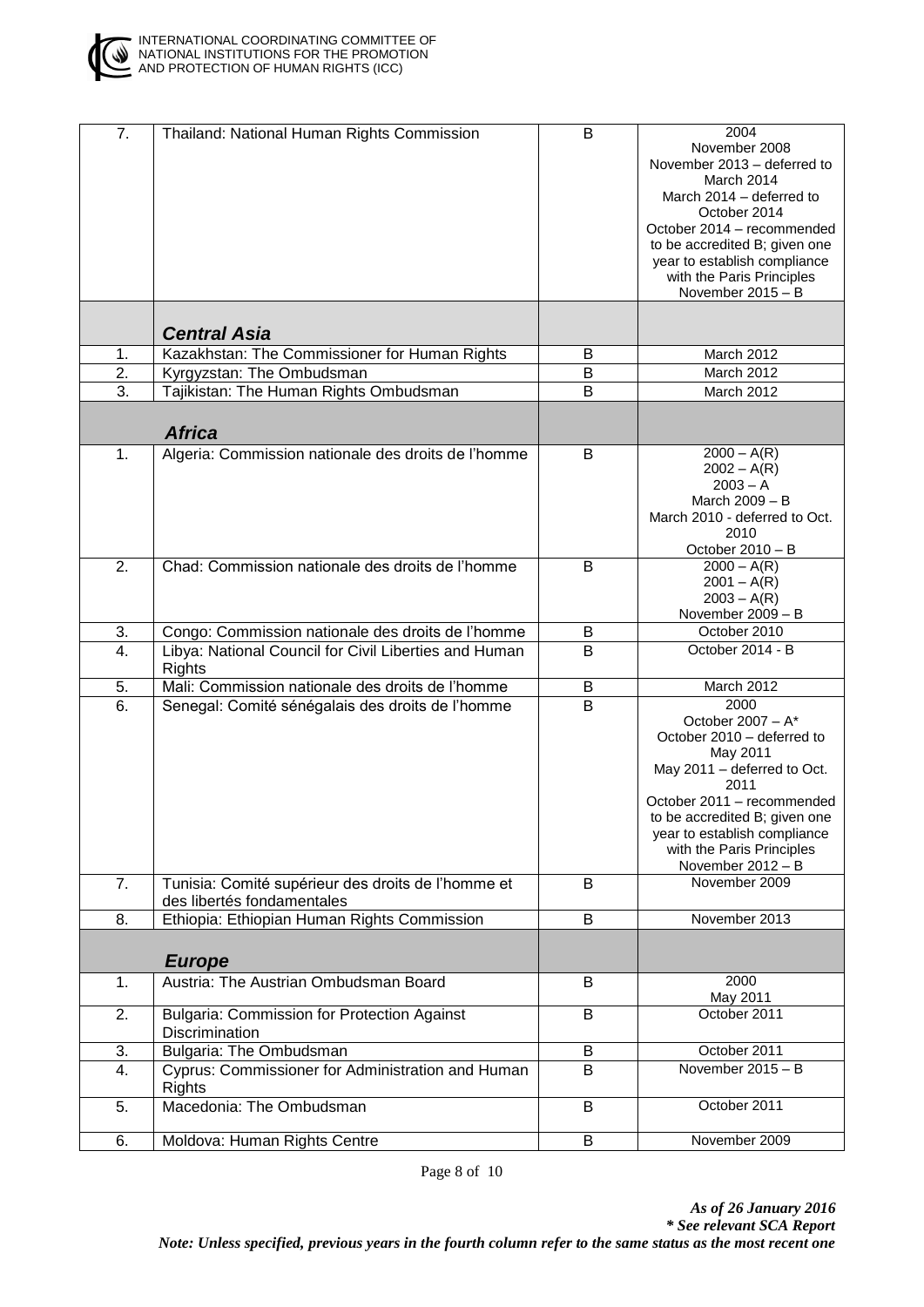| | | | |
|---|---|---|---|
| 7. | Thailand: National Human Rights Commission | B | 2004<br>November 2008<br>November 2013 – deferred to March 2014<br>March 2014 – deferred to October 2014<br>October 2014 – recommended to be accredited B; given one year to establish compliance with the Paris Principles<br>November 2015 – B |
| | ***Central Asia*** | | |
| 1. | Kazakhstan: The Commissioner for Human Rights | B | March 2012 |
| 2. | Kyrgyzstan: The Ombudsman | B | March 2012 |
| 3. | Tajikistan: The Human Rights Ombudsman | B | March 2012 |
| | ***Africa*** | | |
| 1. | Algeria: Commission nationale des droits de l'homme | B | 2000 – A(R)<br>2002 – A(R)<br>2003 – A<br>March 2009 – B<br>March 2010 - deferred to Oct. 2010<br>October 2010 – B |
| 2. | Chad: Commission nationale des droits de l'homme | B | 2000 – A(R)<br>2001 – A(R)<br>2003 – A(R)<br>November 2009 – B |
| 3. | Congo: Commission nationale des droits de l'homme | B | October 2010 |
| 4. | Libya: National Council for Civil Liberties and Human Rights | B | October 2014 - B |
| 5. | Mali: Commission nationale des droits de l'homme | B | March 2012 |
| 6. | Senegal: Comité sénégalais des droits de l'homme | B | 2000<br>October 2007 – A*<br>October 2010 – deferred to May 2011<br>May 2011 – deferred to Oct. 2011<br>October 2011 – recommended to be accredited B; given one year to establish compliance with the Paris Principles<br>November 2012 – B |
| 7. | Tunisia: Comité supérieur des droits de l'homme et des libertés fondamentales | B | November 2009 |
| 8. | Ethiopia: Ethiopian Human Rights Commission | B | November 2013 |
| | ***Europe*** | | |
| 1. | Austria: The Austrian Ombudsman Board | B | 2000<br>May 2011 |
| 2. | Bulgaria: Commission for Protection Against Discrimination | B | October 2011 |
| 3. | Bulgaria: The Ombudsman | B | October 2011 |
| 4. | Cyprus: Commissioner for Administration and Human Rights | B | November 2015 – B |
| 5. | Macedonia: The Ombudsman | B | October 2011 |
| 6. | Moldova: Human Rights Centre | B | November 2009 |

***As of 26 January 2016***
***\* See relevant SCA Report***
***Note: Unless specified, previous years in the fourth column refer to the same status as the most recent one***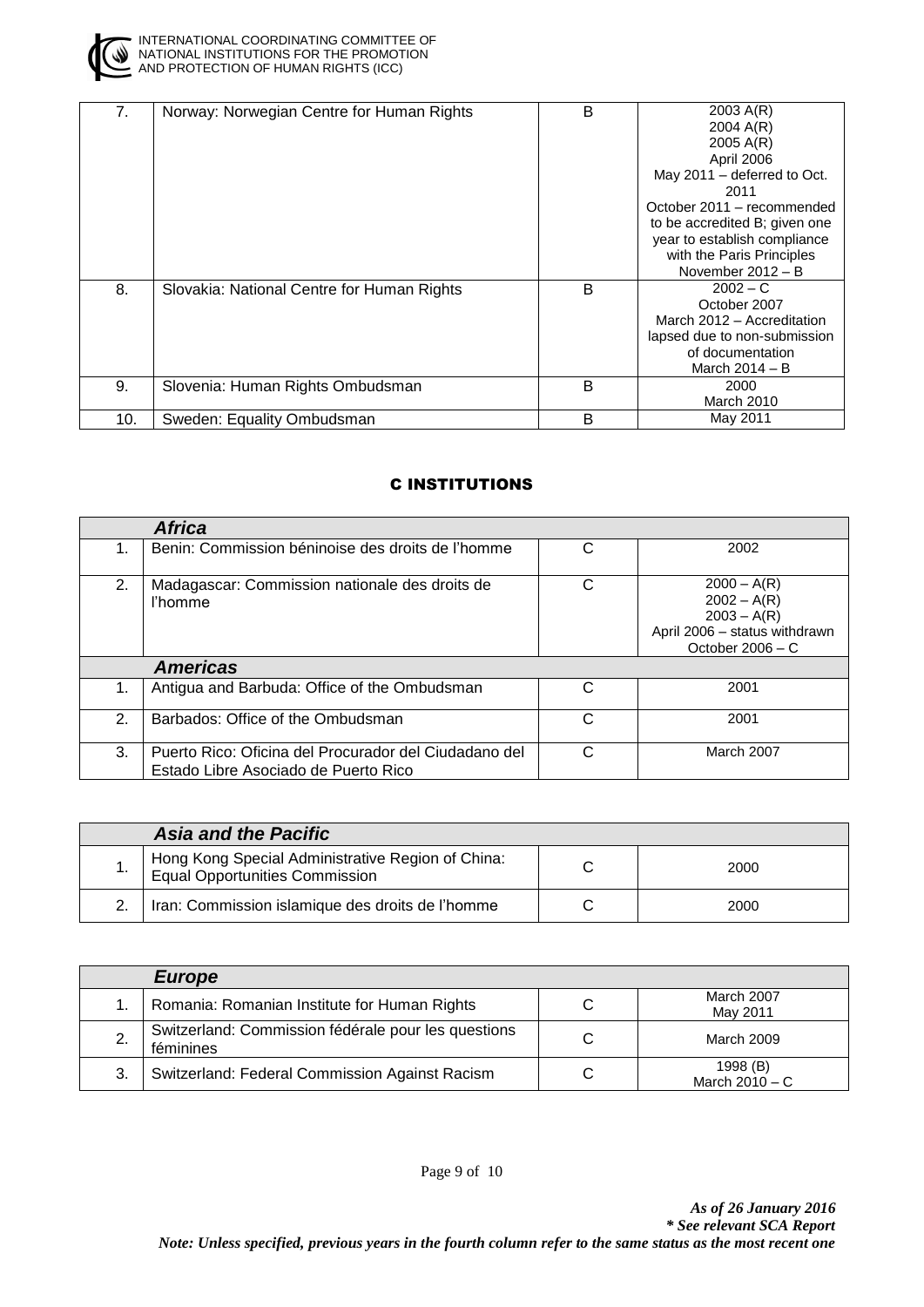| | | | |
|---|---|---|---|
| 7. | Norway: Norwegian Centre for Human Rights | B | 2003 A(R)<br>2004 A(R)<br>2005 A(R)<br>April 2006<br>May 2011 – deferred to Oct. 2011<br>October 2011 – recommended to be accredited B; given one year to establish compliance with the Paris Principles<br>November 2012 – B |
| 8. | Slovakia: National Centre for Human Rights | B | 2002 – C<br>October 2007<br>March 2012 – Accreditation lapsed due to non-submission of documentation<br>March 2014 – B |
| 9. | Slovenia: Human Rights Ombudsman | B | 2000<br>March 2010 |
| 10. | Sweden: Equality Ombudsman | B | May 2011 |

## C INSTITUTIONS

| | *Africa* | | |
|---|---|---|---|
| 1. | Benin: Commission béninoise des droits de l'homme | C | 2002 |
| 2. | Madagascar: Commission nationale des droits de l'homme | C | 2000 – A(R)<br>2002 – A(R)<br>2003 – A(R)<br>April 2006 – status withdrawn<br>October 2006 – C |
| | ***Americas*** | | |
| 1. | Antigua and Barbuda: Office of the Ombudsman | C | 2001 |
| 2. | Barbados: Office of the Ombudsman | C | 2001 |
| 3. | Puerto Rico: Oficina del Procurador del Ciudadano del Estado Libre Asociado de Puerto Rico | C | March 2007 |

| | *Asia and the Pacific* | | |
|---|---|---|---|
| 1. | Hong Kong Special Administrative Region of China: Equal Opportunities Commission | C | 2000 |
| 2. | Iran: Commission islamique des droits de l'homme | C | 2000 |

| | *Europe* | | |
|---|---|---|---|
| 1. | Romania: Romanian Institute for Human Rights | C | March 2007<br>May 2011 |
| 2. | Switzerland: Commission fédérale pour les questions féminines | C | March 2009 |
| 3. | Switzerland: Federal Commission Against Racism | C | 1998 (B)<br>March 2010 – C |

*As of 26 January 2016*
*\* See relevant SCA Report*
*Note: Unless specified, previous years in the fourth column refer to the same status as the most recent one*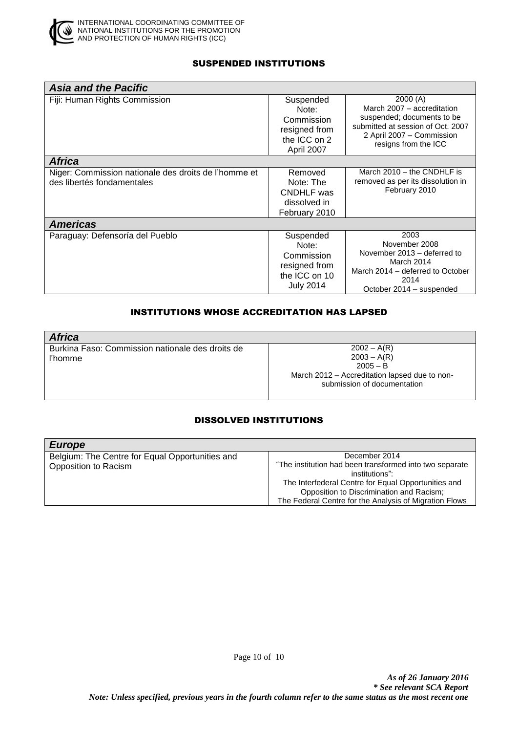## SUSPENDED INSTITUTIONS

| | | |
|---|---|---|
| ***Asia and the Pacific*** | | |
| Fiji: Human Rights Commission | Suspended<br>Note: Commission resigned from the ICC on 2 April 2007 | 2000 (A)<br>March 2007 – accreditation suspended; documents to be submitted at session of Oct. 2007<br>2 April 2007 – Commission resigns from the ICC |
| ***Africa*** | | |
| Niger: Commission nationale des droits de l'homme et des libertés fondamentales | Removed<br>Note: The CNDHLF was dissolved in February 2010 | March 2010 – the CNDHLF is removed as per its dissolution in February 2010 |
| ***Americas*** | | |
| Paraguay: Defensoría del Pueblo | Suspended<br>Note: Commission resigned from the ICC on 10 July 2014 | 2003<br>November 2008<br>November 2013 – deferred to March 2014<br>March 2014 – deferred to October 2014<br>October 2014 – suspended |

## INSTITUTIONS WHOSE ACCREDITATION HAS LAPSED

| | |
|---|---|
| ***Africa*** | |
| Burkina Faso: Commission nationale des droits de l'homme | 2002 – A(R)<br>2003 – A(R)<br>2005 – B<br>March 2012 – Accreditation lapsed due to non-submission of documentation |

## DISSOLVED INSTITUTIONS

| | |
|---|---|
| ***Europe*** | |
| Belgium: The Centre for Equal Opportunities and Opposition to Racism | December 2014<br>"The institution had been transformed into two separate institutions":<br>The Interfederal Centre for Equal Opportunities and Opposition to Discrimination and Racism;<br>The Federal Centre for the Analysis of Migration Flows |

***As of 26 January 2016***
***\* See relevant SCA Report***
***Note: Unless specified, previous years in the fourth column refer to the same status as the most recent one***